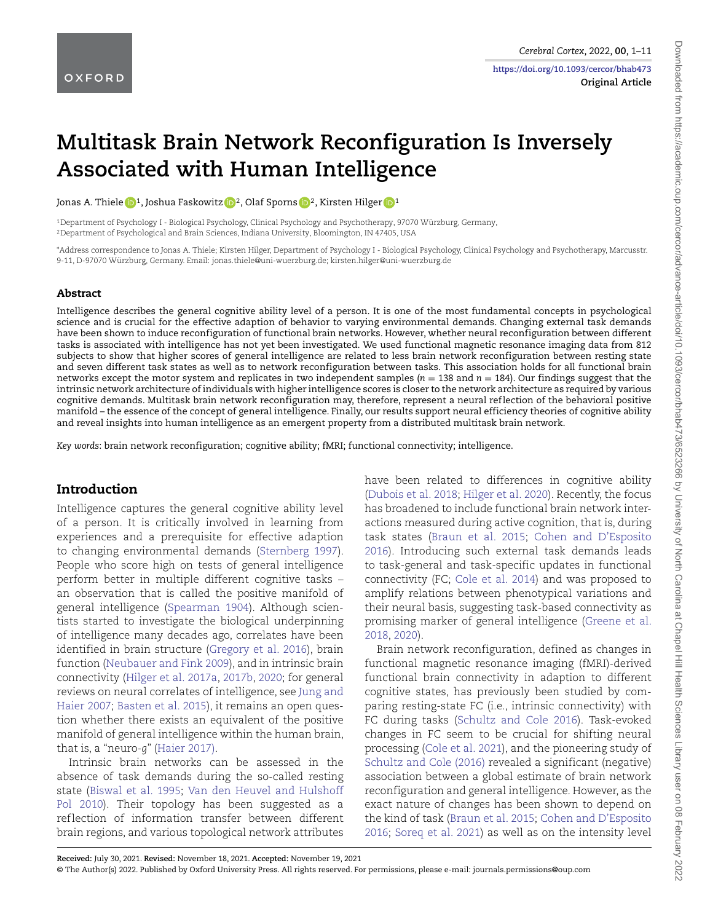# Multitask Brain Network Reconfiguration Is Inversely Associated with Human Intelligence

Jonas A. Thiele[1], Joshua Faskowitz[2], Olaf Sporns[2], Kirsten Hilger[1]

[1]Department of Psychology I - Biological Psychology, Clinical Psychology and Psychotherapy, 97070 Würzburg, Germany,
[2]Department of Psychological and Brain Sciences, Indiana University, Bloomington, IN 47405, USA

*Address correspondence to Jonas A. Thiele; Kirsten Hilger, Department of Psychology I - Biological Psychology, Clinical Psychology and Psychotherapy, Marcusstr. 9-11, D-97070 Würzburg, Germany. Email: jonas.thiele@uni-wuerzburg.de; kirsten.hilger@uni-wuerzburg.de

## Abstract

Intelligence describes the general cognitive ability level of a person. It is one of the most fundamental concepts in psychological science and is crucial for the effective adaption of behavior to varying environmental demands. Changing external task demands have been shown to induce reconfiguration of functional brain networks. However, whether neural reconfiguration between different tasks is associated with intelligence has not yet been investigated. We used functional magnetic resonance imaging data from 812 subjects to show that higher scores of general intelligence are related to less brain network reconfiguration between resting state and seven different task states as well as to network reconfiguration between tasks. This association holds for all functional brain networks except the motor system and replicates in two independent samples ($n = 138$ and $n = 184$). Our findings suggest that the intrinsic network architecture of individuals with higher intelligence scores is closer to the network architecture as required by various cognitive demands. Multitask brain network reconfiguration may, therefore, represent a neural reflection of the behavioral positive manifold – the essence of the concept of general intelligence. Finally, our results support neural efficiency theories of cognitive ability and reveal insights into human intelligence as an emergent property from a distributed multitask brain network.

*Key words*: brain network reconfiguration; cognitive ability; fMRI; functional connectivity; intelligence.

## Introduction

Intelligence captures the general cognitive ability level of a person. It is critically involved in learning from experiences and a prerequisite for effective adaption to changing environmental demands (Sternberg 1997). People who score high on tests of general intelligence perform better in multiple different cognitive tasks – an observation that is called the positive manifold of general intelligence (Spearman 1904). Although scientists started to investigate the biological underpinning of intelligence many decades ago, correlates have been identified in brain structure (Gregory et al. 2016), brain function (Neubauer and Fink 2009), and in intrinsic brain connectivity (Hilger et al. 2017a, 2017b, 2020; for general reviews on neural correlates of intelligence, see Jung and Haier 2007; Basten et al. 2015), it remains an open question whether there exists an equivalent of the positive manifold of general intelligence within the human brain, that is, a "neuro-*g*" (Haier 2017).

Intrinsic brain networks can be assessed in the absence of task demands during the so-called resting state (Biswal et al. 1995; Van den Heuvel and Hulshoff Pol 2010). Their topology has been suggested as a reflection of information transfer between different brain regions, and various topological network attributes have been related to differences in cognitive ability (Dubois et al. 2018; Hilger et al. 2020). Recently, the focus has broadened to include functional brain network interactions measured during active cognition, that is, during task states (Braun et al. 2015; Cohen and D'Esposito 2016). Introducing such external task demands leads to task-general and task-specific updates in functional connectivity (FC; Cole et al. 2014) and was proposed to amplify relations between phenotypical variations and their neural basis, suggesting task-based connectivity as promising marker of general intelligence (Greene et al. 2018, 2020).

Brain network reconfiguration, defined as changes in functional magnetic resonance imaging (fMRI)-derived functional brain connectivity in adaption to different cognitive states, has previously been studied by comparing resting-state FC (i.e., intrinsic connectivity) with FC during tasks (Schultz and Cole 2016). Task-evoked changes in FC seem to be crucial for shifting neural processing (Cole et al. 2021), and the pioneering study of Schultz and Cole (2016) revealed a significant (negative) association between a global estimate of brain network reconfiguration and general intelligence. However, as the exact nature of changes has been shown to depend on the kind of task (Braun et al. 2015; Cohen and D'Esposito 2016; Soreq et al. 2021) as well as on the intensity level

**Received:** July 30, 2021. **Revised:** November 18, 2021. **Accepted:** November 19, 2021
© The Author(s) 2022. Published by Oxford University Press. All rights reserved. For permissions, please e-mail: journals.permissions@oup.com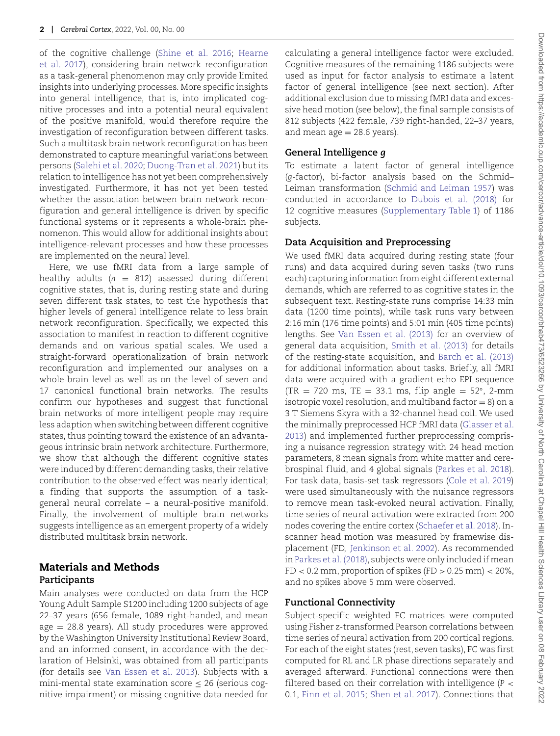of the cognitive challenge (Shine et al. 2016; Hearne et al. 2017), considering brain network reconfiguration as a task-general phenomenon may only provide limited insights into underlying processes. More specific insights into general intelligence, that is, into implicated cognitive processes and into a potential neural equivalent of the positive manifold, would therefore require the investigation of reconfiguration between different tasks. Such a multitask brain network reconfiguration has been demonstrated to capture meaningful variations between persons (Salehi et al. 2020; Duong-Tran et al. 2021) but its relation to intelligence has not yet been comprehensively investigated. Furthermore, it has not yet been tested whether the association between brain network reconfiguration and general intelligence is driven by specific functional systems or it represents a whole-brain phenomenon. This would allow for additional insights about intelligence-relevant processes and how these processes are implemented on the neural level.

Here, we use fMRI data from a large sample of healthy adults ($n = 812$) assessed during different cognitive states, that is, during resting state and during seven different task states, to test the hypothesis that higher levels of general intelligence relate to less brain network reconfiguration. Specifically, we expected this association to manifest in reaction to different cognitive demands and on various spatial scales. We used a straight-forward operationalization of brain network reconfiguration and implemented our analyses on a whole-brain level as well as on the level of seven and 17 canonical functional brain networks. The results confirm our hypotheses and suggest that functional brain networks of more intelligent people may require less adaption when switching between different cognitive states, thus pointing toward the existence of an advantageous intrinsic brain network architecture. Furthermore, we show that although the different cognitive states were induced by different demanding tasks, their relative contribution to the observed effect was nearly identical; a finding that supports the assumption of a task-general neural correlate – a neural-positive manifold. Finally, the involvement of multiple brain networks suggests intelligence as an emergent property of a widely distributed multitask brain network.

## Materials and Methods

### Participants

Main analyses were conducted on data from the HCP Young Adult Sample S1200 including 1200 subjects of age 22–37 years (656 female, 1089 right-handed, and mean age = 28.8 years). All study procedures were approved by the Washington University Institutional Review Board, and an informed consent, in accordance with the declaration of Helsinki, was obtained from all participants (for details see Van Essen et al. 2013). Subjects with a mini-mental state examination score ≤ 26 (serious cognitive impairment) or missing cognitive data needed for calculating a general intelligence factor were excluded. Cognitive measures of the remaining 1186 subjects were used as input for factor analysis to estimate a latent factor of general intelligence (see next section). After additional exclusion due to missing fMRI data and excessive head motion (see below), the final sample consists of 812 subjects (422 female, 739 right-handed, 22–37 years, and mean age = 28.6 years).

### General Intelligence *g*

To estimate a latent factor of general intelligence (*g*-factor), bi-factor analysis based on the Schmid–Leiman transformation (Schmid and Leiman 1957) was conducted in accordance to Dubois et al. (2018) for 12 cognitive measures (Supplementary Table 1) of 1186 subjects.

### Data Acquisition and Preprocessing

We used fMRI data acquired during resting state (four runs) and data acquired during seven tasks (two runs each) capturing information from eight different external demands, which are referred to as cognitive states in the subsequent text. Resting-state runs comprise 14:33 min data (1200 time points), while task runs vary between 2:16 min (176 time points) and 5:01 min (405 time points) lengths. See Van Essen et al. (2013) for an overview of general data acquisition, Smith et al. (2013) for details of the resting-state acquisition, and Barch et al. (2013) for additional information about tasks. Briefly, all fMRI data were acquired with a gradient-echo EPI sequence (TR = 720 ms, TE = 33.1 ms, flip angle = 52°, 2-mm isotropic voxel resolution, and multiband factor = 8) on a 3 T Siemens Skyra with a 32-channel head coil. We used the minimally preprocessed HCP fMRI data (Glasser et al. 2013) and implemented further preprocessing comprising a nuisance regression strategy with 24 head motion parameters, 8 mean signals from white matter and cerebrospinal fluid, and 4 global signals (Parkes et al. 2018). For task data, basis-set task regressors (Cole et al. 2019) were used simultaneously with the nuisance regressors to remove mean task-evoked neural activation. Finally, time series of neural activation were extracted from 200 nodes covering the entire cortex (Schaefer et al. 2018). In-scanner head motion was measured by framewise displacement (FD, Jenkinson et al. 2002). As recommended in Parkes et al. (2018), subjects were only included if mean FD < 0.2 mm, proportion of spikes (FD > 0.25 mm) < 20%, and no spikes above 5 mm were observed.

### Functional Connectivity

Subject-specific weighted FC matrices were computed using Fisher z-transformed Pearson correlations between time series of neural activation from 200 cortical regions. For each of the eight states (rest, seven tasks), FC was first computed for RL and LR phase directions separately and averaged afterward. Functional connections were then filtered based on their correlation with intelligence ($P < 0.1$, Finn et al. 2015; Shen et al. 2017). Connections that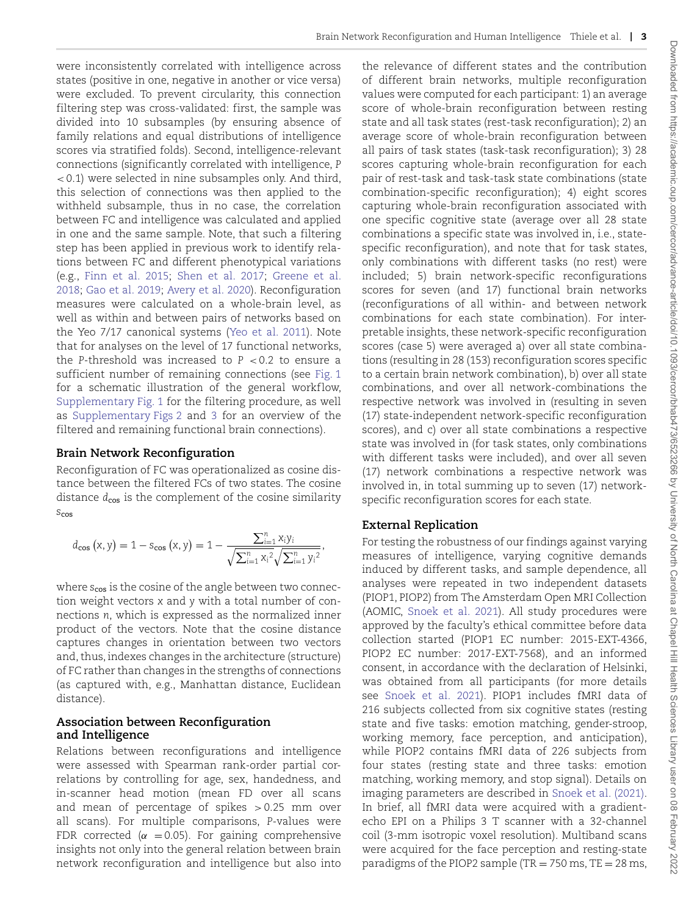were inconsistently correlated with intelligence across states (positive in one, negative in another or vice versa) were excluded. To prevent circularity, this connection filtering step was cross-validated: first, the sample was divided into 10 subsamples (by ensuring absence of family relations and equal distributions of intelligence scores via stratified folds). Second, intelligence-relevant connections (significantly correlated with intelligence, $P < 0.1$) were selected in nine subsamples only. And third, this selection of connections was then applied to the withheld subsample, thus in no case, the correlation between FC and intelligence was calculated and applied in one and the same sample. Note, that such a filtering step has been applied in previous work to identify relations between FC and different phenotypical variations (e.g., Finn et al. 2015; Shen et al. 2017; Greene et al. 2018; Gao et al. 2019; Avery et al. 2020). Reconfiguration measures were calculated on a whole-brain level, as well as within and between pairs of networks based on the Yeo 7/17 canonical systems (Yeo et al. 2011). Note that for analyses on the level of 17 functional networks, the $P$-threshold was increased to $P < 0.2$ to ensure a sufficient number of remaining connections (see Fig. 1 for a schematic illustration of the general workflow, Supplementary Fig. 1 for the filtering procedure, as well as Supplementary Figs 2 and 3 for an overview of the filtered and remaining functional brain connections).

## Brain Network Reconfiguration

Reconfiguration of FC was operationalized as cosine distance between the filtered FCs of two states. The cosine distance $d_{\cos}$ is the complement of the cosine similarity $s_{\cos}$

$$d_{\cos}(x, y) = 1 - s_{\cos}(x, y) = 1 - \frac{\sum_{i=1}^{n} x_i y_i}{\sqrt{\sum_{i=1}^{n} {x_i}^2}\sqrt{\sum_{i=1}^{n} {y_i}^2}},$$

where $s_{\cos}$ is the cosine of the angle between two connection weight vectors $x$ and $y$ with a total number of connections $n$, which is expressed as the normalized inner product of the vectors. Note that the cosine distance captures changes in orientation between two vectors and, thus, indexes changes in the architecture (structure) of FC rather than changes in the strengths of connections (as captured with, e.g., Manhattan distance, Euclidean distance).

## Association between Reconfiguration and Intelligence

Relations between reconfigurations and intelligence were assessed with Spearman rank-order partial correlations by controlling for age, sex, handedness, and in-scanner head motion (mean FD over all scans and mean of percentage of spikes $> 0.25$ mm over all scans). For multiple comparisons, $P$-values were FDR corrected ($\alpha = 0.05$). For gaining comprehensive insights not only into the general relation between brain network reconfiguration and intelligence but also into the relevance of different states and the contribution of different brain networks, multiple reconfiguration values were computed for each participant: 1) an average score of whole-brain reconfiguration between resting state and all task states (rest-task reconfiguration); 2) an average score of whole-brain reconfiguration between all pairs of task states (task-task reconfiguration); 3) 28 scores capturing whole-brain reconfiguration for each pair of rest-task and task-task state combinations (state combination-specific reconfiguration); 4) eight scores capturing whole-brain reconfiguration associated with one specific cognitive state (average over all 28 state combinations a specific state was involved in, i.e., state-specific reconfiguration), and note that for task states, only combinations with different tasks (no rest) were included; 5) brain network-specific reconfigurations scores for seven (and 17) functional brain networks (reconfigurations of all within- and between network combinations for each state combination). For interpretable insights, these network-specific reconfiguration scores (case 5) were averaged a) over all state combinations (resulting in 28 (153) reconfiguration scores specific to a certain brain network combination), b) over all state combinations, and over all network-combinations the respective network was involved in (resulting in seven (17) state-independent network-specific reconfiguration scores), and c) over all state combinations a respective state was involved in (for task states, only combinations with different tasks were included), and over all seven (17) network combinations a respective network was involved in, in total summing up to seven (17) network-specific reconfiguration scores for each state.

## External Replication

For testing the robustness of our findings against varying measures of intelligence, varying cognitive demands induced by different tasks, and sample dependence, all analyses were repeated in two independent datasets (PIOP1, PIOP2) from The Amsterdam Open MRI Collection (AOMIC, Snoek et al. 2021). All study procedures were approved by the faculty's ethical committee before data collection started (PIOP1 EC number: 2015-EXT-4366, PIOP2 EC number: 2017-EXT-7568), and an informed consent, in accordance with the declaration of Helsinki, was obtained from all participants (for more details see Snoek et al. 2021). PIOP1 includes fMRI data of 216 subjects collected from six cognitive states (resting state and five tasks: emotion matching, gender-stroop, working memory, face perception, and anticipation), while PIOP2 contains fMRI data of 226 subjects from four states (resting state and three tasks: emotion matching, working memory, and stop signal). Details on imaging parameters are described in Snoek et al. (2021). In brief, all fMRI data were acquired with a gradient-echo EPI on a Philips 3 T scanner with a 32-channel coil (3-mm isotropic voxel resolution). Multiband scans were acquired for the face perception and resting-state paradigms of the PIOP2 sample (TR = 750 ms, TE = 28 ms,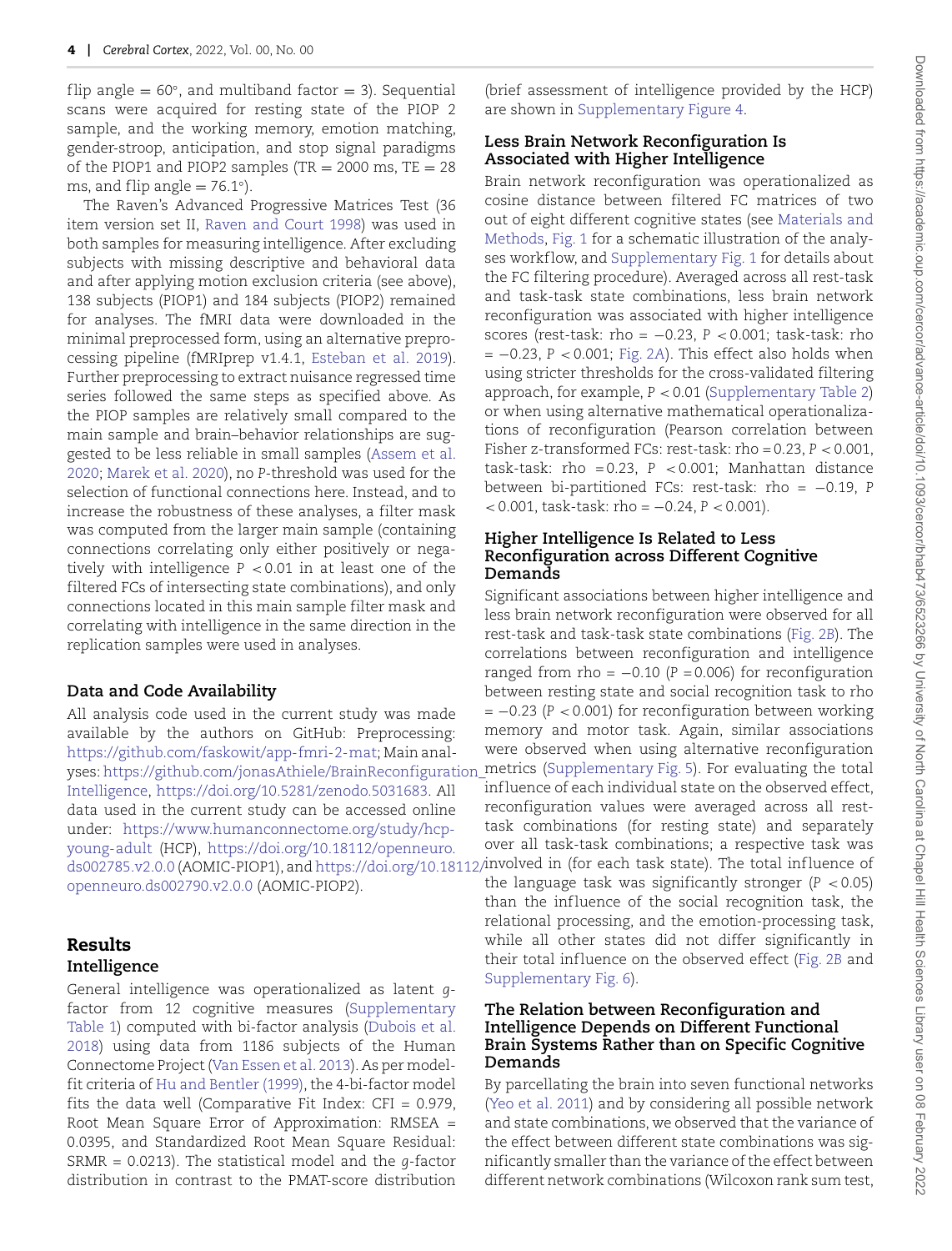flip angle = 60°, and multiband factor = 3). Sequential scans were acquired for resting state of the PIOP 2 sample, and the working memory, emotion matching, gender-stroop, anticipation, and stop signal paradigms of the PIOP1 and PIOP2 samples (TR = 2000 ms, TE = 28 ms, and flip angle = 76.1°).

The Raven's Advanced Progressive Matrices Test (36 item version set II, Raven and Court 1998) was used in both samples for measuring intelligence. After excluding subjects with missing descriptive and behavioral data and after applying motion exclusion criteria (see above), 138 subjects (PIOP1) and 184 subjects (PIOP2) remained for analyses. The fMRI data were downloaded in the minimal preprocessed form, using an alternative preprocessing pipeline (fMRIprep v1.4.1, Esteban et al. 2019). Further preprocessing to extract nuisance regressed time series followed the same steps as specified above. As the PIOP samples are relatively small compared to the main sample and brain–behavior relationships are suggested to be less reliable in small samples (Assem et al. 2020; Marek et al. 2020), no $P$-threshold was used for the selection of functional connections here. Instead, and to increase the robustness of these analyses, a filter mask was computed from the larger main sample (containing connections correlating only either positively or negatively with intelligence $P < 0.01$ in at least one of the filtered FCs of intersecting state combinations), and only connections located in this main sample filter mask and correlating with intelligence in the same direction in the replication samples were used in analyses.

### Data and Code Availability

All analysis code used in the current study was made available by the authors on GitHub: Preprocessing: https://github.com/faskowit/app-fmri-2-mat; Main analyses: https://github.com/jonasAthiele/BrainReconfiguration_Intelligence, https://doi.org/10.5281/zenodo.5031683. All data used in the current study can be accessed online under: https://www.humanconnectome.org/study/hcp-young-adult (HCP), https://doi.org/10.18112/openneuro.ds002785.v2.0.0 (AOMIC-PIOP1), and https://doi.org/10.18112/openneuro.ds002790.v2.0.0 (AOMIC-PIOP2).

## Results

### Intelligence

General intelligence was operationalized as latent $g$-factor from 12 cognitive measures (Supplementary Table 1) computed with bi-factor analysis (Dubois et al. 2018) using data from 1186 subjects of the Human Connectome Project (Van Essen et al. 2013). As per model-fit criteria of Hu and Bentler (1999), the 4-bi-factor model fits the data well (Comparative Fit Index: CFI = 0.979, Root Mean Square Error of Approximation: RMSEA = 0.0395, and Standardized Root Mean Square Residual: SRMR = 0.0213). The statistical model and the $g$-factor distribution in contrast to the PMAT-score distribution (brief assessment of intelligence provided by the HCP) are shown in Supplementary Figure 4.

### Less Brain Network Reconfiguration Is Associated with Higher Intelligence

Brain network reconfiguration was operationalized as cosine distance between filtered FC matrices of two out of eight different cognitive states (see Materials and Methods, Fig. 1 for a schematic illustration of the analyses workflow, and Supplementary Fig. 1 for details about the FC filtering procedure). Averaged across all rest-task and task-task state combinations, less brain network reconfiguration was associated with higher intelligence scores (rest-task: rho = −0.23, $P < 0.001$; task-task: rho = −0.23, $P < 0.001$; Fig. 2A). This effect also holds when using stricter thresholds for the cross-validated filtering approach, for example, $P < 0.01$ (Supplementary Table 2) or when using alternative mathematical operationalizations of reconfiguration (Pearson correlation between Fisher z-transformed FCs: rest-task: rho = 0.23, $P < 0.001$, task-task: rho = 0.23, $P < 0.001$; Manhattan distance between bi-partitioned FCs: rest-task: rho = −0.19, $P < 0.001$, task-task: rho = −0.24, $P < 0.001$).

### Higher Intelligence Is Related to Less Reconfiguration across Different Cognitive Demands

Significant associations between higher intelligence and less brain network reconfiguration were observed for all rest-task and task-task state combinations (Fig. 2B). The correlations between reconfiguration and intelligence ranged from rho = −0.10 ($P = 0.006$) for reconfiguration between resting state and social recognition task to rho = −0.23 ($P < 0.001$) for reconfiguration between working memory and motor task. Again, similar associations were observed when using alternative reconfiguration metrics (Supplementary Fig. 5). For evaluating the total influence of each individual state on the observed effect, reconfiguration values were averaged across all rest-task combinations (for resting state) and separately over all task-task combinations; a respective task was involved in (for each task state). The total influence of the language task was significantly stronger ($P < 0.05$) than the influence of the social recognition task, the relational processing, and the emotion-processing task, while all other states did not differ significantly in their total influence on the observed effect (Fig. 2B and Supplementary Fig. 6).

### The Relation between Reconfiguration and Intelligence Depends on Different Functional Brain Systems Rather than on Specific Cognitive Demands

By parcellating the brain into seven functional networks (Yeo et al. 2011) and by considering all possible network and state combinations, we observed that the variance of the effect between different state combinations was significantly smaller than the variance of the effect between different network combinations (Wilcoxon rank sum test,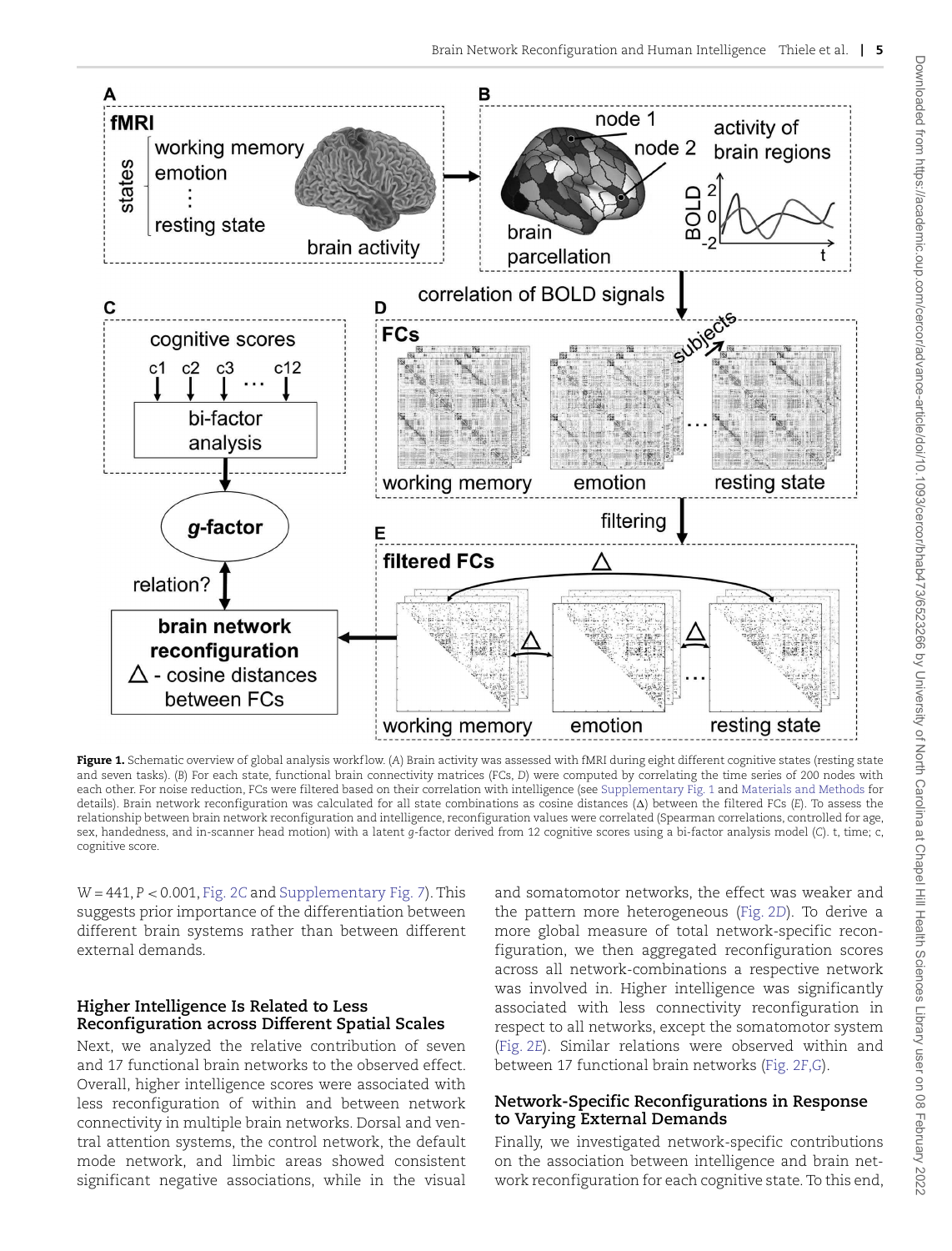**Figure 1.** Schematic overview of global analysis workflow. (*A*) Brain activity was assessed with fMRI during eight different cognitive states (resting state and seven tasks). (*B*) For each state, functional brain connectivity matrices (FCs, *D*) were computed by correlating the time series of 200 nodes with each other. For noise reduction, FCs were filtered based on their correlation with intelligence (see Supplementary Fig. 1 and Materials and Methods for details). Brain network reconfiguration was calculated for all state combinations as cosine distances (Δ) between the filtered FCs (*E*). To assess the relationship between brain network reconfiguration and intelligence, reconfiguration values were correlated (Spearman correlations, controlled for age, sex, handedness, and in-scanner head motion) with a latent *g*-factor derived from 12 cognitive scores using a bi-factor analysis model (*C*). t, time; c, cognitive score.

W = 441, *P* < 0.001, Fig. 2*C* and Supplementary Fig. 7). This suggests prior importance of the differentiation between different brain systems rather than between different external demands.

## Higher Intelligence Is Related to Less Reconfiguration across Different Spatial Scales

Next, we analyzed the relative contribution of seven and 17 functional brain networks to the observed effect. Overall, higher intelligence scores were associated with less reconfiguration of within and between network connectivity in multiple brain networks. Dorsal and ventral attention systems, the control network, the default mode network, and limbic areas showed consistent significant negative associations, while in the visual and somatomotor networks, the effect was weaker and the pattern more heterogeneous (Fig. 2*D*). To derive a more global measure of total network-specific reconfiguration, we then aggregated reconfiguration scores across all network-combinations a respective network was involved in. Higher intelligence was significantly associated with less connectivity reconfiguration in respect to all networks, except the somatomotor system (Fig. 2*E*). Similar relations were observed within and between 17 functional brain networks (Fig. 2*F*,*G*).

## Network-Specific Reconfigurations in Response to Varying External Demands

Finally, we investigated network-specific contributions on the association between intelligence and brain network reconfiguration for each cognitive state. To this end,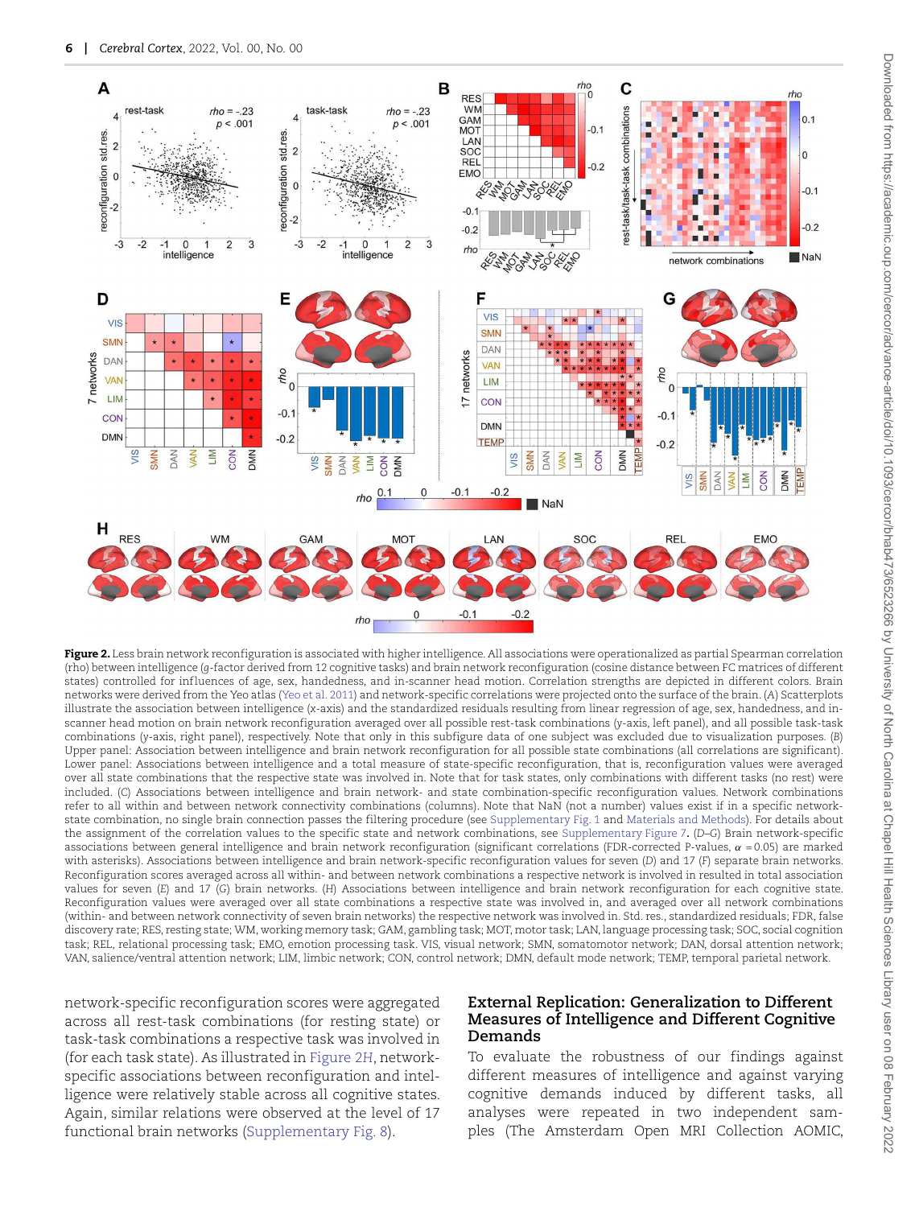**Figure 2.** Less brain network reconfiguration is associated with higher intelligence. All associations were operationalized as partial Spearman correlation (rho) between intelligence (g-factor derived from 12 cognitive tasks) and brain network reconfiguration (cosine distance between FC matrices of different states) controlled for influences of age, sex, handedness, and in-scanner head motion. Correlation strengths are depicted in different colors. Brain networks were derived from the Yeo atlas (Yeo et al. 2011) and network-specific correlations were projected onto the surface of the brain. (A) Scatterplots illustrate the association between intelligence (x-axis) and the standardized residuals resulting from linear regression of age, sex, handedness, and in-scanner head motion on brain network reconfiguration averaged over all possible rest-task combinations (y-axis, left panel) and all possible task-task combinations (y-axis, right panel), respectively. Note that only in this subfigure data of one subject was excluded due to visualization purposes. (B) Upper panel: Association between intelligence and brain network reconfiguration for all possible state combinations (all correlations are significant). Lower panel: Associations between intelligence and a total measure of state-specific reconfiguration, that is, reconfiguration values were averaged over all state combinations that the respective state was involved in. Note that for task states, only combinations with different tasks (no rest) were included. (C) Associations between intelligence and brain network- and state combination-specific reconfiguration values. Network combinations refer to all within and between network connectivity combinations (columns). Note that NaN (not a number) values exist if in a specific network-state combination, no single brain connection passes the filtering procedure (see Supplementary Fig. 1 and Materials and Methods). For details about the assignment of the correlation values to the specific state and network combinations, see Supplementary Figure 7. (D–G) Brain network-specific associations between general intelligence and brain network reconfiguration (significant correlations (FDR-corrected P-values, $\alpha$ = 0.05) are marked with asterisks). Associations between intelligence and brain network-specific reconfiguration values for seven (D) and 17 (F) separate brain networks. Reconfiguration scores averaged across all within- and between network combinations a respective network is involved in resulted in total association values for seven (E) and 17 (G) brain networks. (H) Associations between intelligence and brain network reconfiguration for each cognitive state. Reconfiguration values were averaged over all state combinations a respective state was involved in, and averaged over all network combinations (within- and between network connectivity of seven brain networks) the respective network was involved in. Std. res., standardized residuals; FDR, false discovery rate; RES, resting state; WM, working memory task; GAM, gambling task; MOT, motor task; LAN, language processing task; SOC, social cognition task; REL, relational processing task; EMO, emotion processing task. VIS, visual network; SMN, somatomotor network; DAN, dorsal attention network; VAN, salience/ventral attention network; LIM, limbic network; CON, control network; DMN, default mode network; TEMP, temporal parietal network.

network-specific reconfiguration scores were aggregated across all rest-task combinations (for resting state) or task-task combinations a respective task was involved in (for each task state). As illustrated in Figure 2H, network-specific associations between reconfiguration and intelligence were relatively stable across all cognitive states. Again, similar relations were observed at the level of 17 functional brain networks (Supplementary Fig. 8).

## External Replication: Generalization to Different Measures of Intelligence and Different Cognitive Demands

To evaluate the robustness of our findings against different measures of intelligence and against varying cognitive demands induced by different tasks, all analyses were repeated in two independent samples (The Amsterdam Open MRI Collection AOMIC,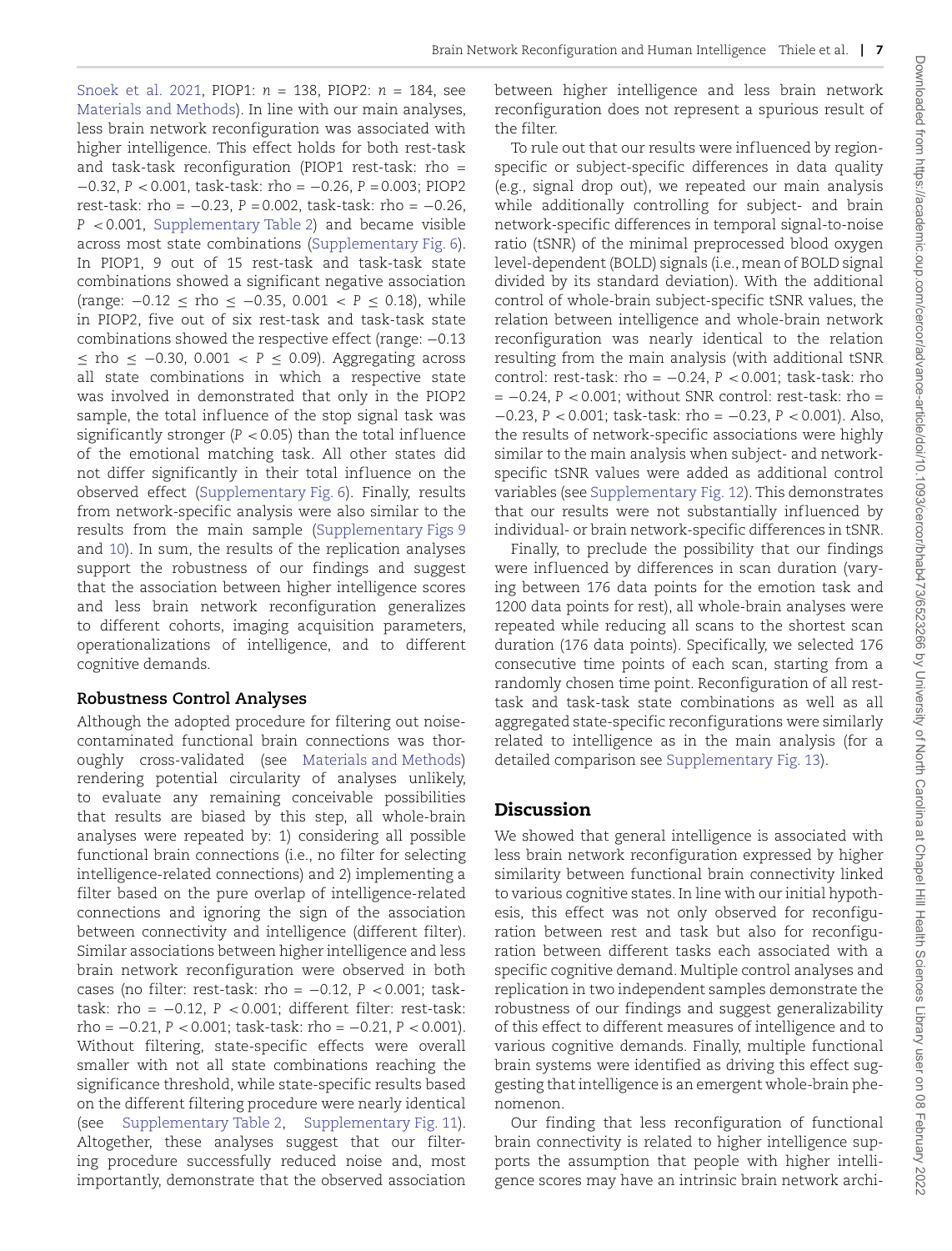Snoek et al. 2021, PIOP1: $n = 138$, PIOP2: $n = 184$, see Materials and Methods). In line with our main analyses, less brain network reconfiguration was associated with higher intelligence. This effect holds for both rest-task and task-task reconfiguration (PIOP1 rest-task: rho = −0.32, $P < 0.001$, task-task: rho = −0.26, $P = 0.003$; PIOP2 rest-task: rho = −0.23, $P = 0.002$, task-task: rho = −0.26, $P < 0.001$, Supplementary Table 2) and became visible across most state combinations (Supplementary Fig. 6). In PIOP1, 9 out of 15 rest-task and task-task state combinations showed a significant negative association (range: $-0.12 \leq$ rho $\leq -0.35$, $0.001 < P \leq 0.18$), while in PIOP2, five out of six rest-task and task-task state combinations showed the respective effect (range: $-0.13 \leq$ rho $\leq -0.30$, $0.001 < P \leq 0.09$). Aggregating across all state combinations in which a respective state was involved in demonstrated that only in the PIOP2 sample, the total influence of the stop signal task was significantly stronger ($P < 0.05$) than the total influence of the emotional matching task. All other states did not differ significantly in their total influence on the observed effect (Supplementary Fig. 6). Finally, results from network-specific analysis were also similar to the results from the main sample (Supplementary Figs 9 and 10). In sum, the results of the replication analyses support the robustness of our findings and suggest that the association between higher intelligence scores and less brain network reconfiguration generalizes to different cohorts, imaging acquisition parameters, operationalizations of intelligence, and to different cognitive demands.

## Robustness Control Analyses

Although the adopted procedure for filtering out noise-contaminated functional brain connections was thoroughly cross-validated (see Materials and Methods) rendering potential circularity of analyses unlikely, to evaluate any remaining conceivable possibilities that results are biased by this step, all whole-brain analyses were repeated by: 1) considering all possible functional brain connections (i.e., no filter for selecting intelligence-related connections) and 2) implementing a filter based on the pure overlap of intelligence-related connections and ignoring the sign of the association between connectivity and intelligence (different filter). Similar associations between higher intelligence and less brain network reconfiguration were observed in both cases (no filter: rest-task: rho = −0.12, $P < 0.001$; task-task: rho = −0.12, $P < 0.001$; different filter: rest-task: rho = −0.21, $P < 0.001$; task-task: rho = −0.21, $P < 0.001$). Without filtering, state-specific effects were overall smaller with not all state combinations reaching the significance threshold, while state-specific results based on the different filtering procedure were nearly identical (see Supplementary Table 2, Supplementary Fig. 11). Altogether, these analyses suggest that our filtering procedure successfully reduced noise and, most importantly, demonstrate that the observed association between higher intelligence and less brain network reconfiguration does not represent a spurious result of the filter.

To rule out that our results were influenced by region-specific or subject-specific differences in data quality (e.g., signal drop out), we repeated our main analysis while additionally controlling for subject- and brain network-specific differences in temporal signal-to-noise ratio (tSNR) of the minimal preprocessed blood oxygen level-dependent (BOLD) signals (i.e., mean of BOLD signal divided by its standard deviation). With the additional control of whole-brain subject-specific tSNR values, the relation between intelligence and whole-brain network reconfiguration was nearly identical to the relation resulting from the main analysis (with additional tSNR control: rest-task: rho = −0.24, $P < 0.001$; task-task: rho = −0.24, $P < 0.001$; without SNR control: rest-task: rho = −0.23, $P < 0.001$; task-task: rho = −0.23, $P < 0.001$). Also, the results of network-specific associations were highly similar to the main analysis when subject- and network-specific tSNR values were added as additional control variables (see Supplementary Fig. 12). This demonstrates that our results were not substantially influenced by individual- or brain network-specific differences in tSNR.

Finally, to preclude the possibility that our findings were influenced by differences in scan duration (varying between 176 data points for the emotion task and 1200 data points for rest), all whole-brain analyses were repeated while reducing all scans to the shortest scan duration (176 data points). Specifically, we selected 176 consecutive time points of each scan, starting from a randomly chosen time point. Reconfiguration of all rest-task and task-task state combinations as well as all aggregated state-specific reconfigurations were similarly related to intelligence as in the main analysis (for a detailed comparison see Supplementary Fig. 13).

## Discussion

We showed that general intelligence is associated with less brain network reconfiguration expressed by higher similarity between functional brain connectivity linked to various cognitive states. In line with our initial hypothesis, this effect was not only observed for reconfiguration between rest and task but also for reconfiguration between different tasks each associated with a specific cognitive demand. Multiple control analyses and replication in two independent samples demonstrate the robustness of our findings and suggest generalizability of this effect to different measures of intelligence and to various cognitive demands. Finally, multiple functional brain systems were identified as driving this effect suggesting that intelligence is an emergent whole-brain phenomenon.

Our finding that less reconfiguration of functional brain connectivity is related to higher intelligence supports the assumption that people with higher intelligence scores may have an intrinsic brain network archi-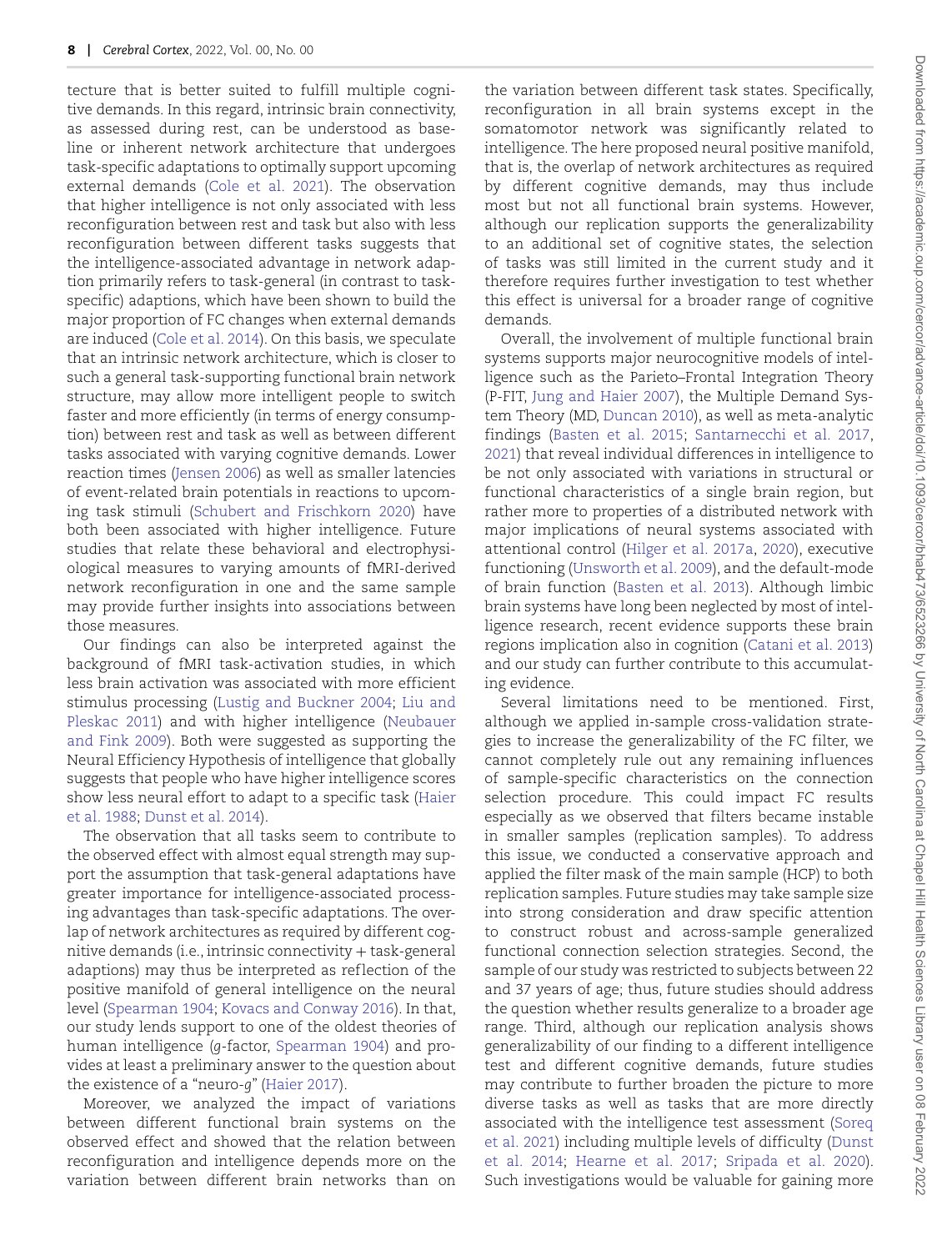tecture that is better suited to fulfill multiple cognitive demands. In this regard, intrinsic brain connectivity, as assessed during rest, can be understood as baseline or inherent network architecture that undergoes task-specific adaptations to optimally support upcoming external demands (Cole et al. 2021). The observation that higher intelligence is not only associated with less reconfiguration between rest and task but also with less reconfiguration between different tasks suggests that the intelligence-associated advantage in network adaption primarily refers to task-general (in contrast to task-specific) adaptions, which have been shown to build the major proportion of FC changes when external demands are induced (Cole et al. 2014). On this basis, we speculate that an intrinsic network architecture, which is closer to such a general task-supporting functional brain network structure, may allow more intelligent people to switch faster and more efficiently (in terms of energy consumption) between rest and task as well as between different tasks associated with varying cognitive demands. Lower reaction times (Jensen 2006) as well as smaller latencies of event-related brain potentials in reactions to upcoming task stimuli (Schubert and Frischkorn 2020) have both been associated with higher intelligence. Future studies that relate these behavioral and electrophysiological measures to varying amounts of fMRI-derived network reconfiguration in one and the same sample may provide further insights into associations between those measures.

Our findings can also be interpreted against the background of fMRI task-activation studies, in which less brain activation was associated with more efficient stimulus processing (Lustig and Buckner 2004; Liu and Pleskac 2011) and with higher intelligence (Neubauer and Fink 2009). Both were suggested as supporting the Neural Efficiency Hypothesis of intelligence that globally suggests that people who have higher intelligence scores show less neural effort to adapt to a specific task (Haier et al. 1988; Dunst et al. 2014).

The observation that all tasks seem to contribute to the observed effect with almost equal strength may support the assumption that task-general adaptations have greater importance for intelligence-associated processing advantages than task-specific adaptations. The overlap of network architectures as required by different cognitive demands (i.e., intrinsic connectivity + task-general adaptions) may thus be interpreted as reflection of the positive manifold of general intelligence on the neural level (Spearman 1904; Kovacs and Conway 2016). In that, our study lends support to one of the oldest theories of human intelligence (*g*-factor, Spearman 1904) and provides at least a preliminary answer to the question about the existence of a "neuro-*g*" (Haier 2017).

Moreover, we analyzed the impact of variations between different functional brain systems on the observed effect and showed that the relation between reconfiguration and intelligence depends more on the variation between different brain networks than on the variation between different task states. Specifically, reconfiguration in all brain systems except in the somatomotor network was significantly related to intelligence. The here proposed neural positive manifold, that is, the overlap of network architectures as required by different cognitive demands, may thus include most but not all functional brain systems. However, although our replication supports the generalizability to an additional set of cognitive states, the selection of tasks was still limited in the current study and it therefore requires further investigation to test whether this effect is universal for a broader range of cognitive demands.

Overall, the involvement of multiple functional brain systems supports major neurocognitive models of intelligence such as the Parieto–Frontal Integration Theory (P-FIT, Jung and Haier 2007), the Multiple Demand System Theory (MD, Duncan 2010), as well as meta-analytic findings (Basten et al. 2015; Santarnecchi et al. 2017, 2021) that reveal individual differences in intelligence to be not only associated with variations in structural or functional characteristics of a single brain region, but rather more to properties of a distributed network with major implications of neural systems associated with attentional control (Hilger et al. 2017a, 2020), executive functioning (Unsworth et al. 2009), and the default-mode of brain function (Basten et al. 2013). Although limbic brain systems have long been neglected by most of intelligence research, recent evidence supports these brain regions implication also in cognition (Catani et al. 2013) and our study can further contribute to this accumulating evidence.

Several limitations need to be mentioned. First, although we applied in-sample cross-validation strategies to increase the generalizability of the FC filter, we cannot completely rule out any remaining influences of sample-specific characteristics on the connection selection procedure. This could impact FC results especially as we observed that filters became instable in smaller samples (replication samples). To address this issue, we conducted a conservative approach and applied the filter mask of the main sample (HCP) to both replication samples. Future studies may take sample size into strong consideration and draw specific attention to construct robust and across-sample generalized functional connection selection strategies. Second, the sample of our study was restricted to subjects between 22 and 37 years of age; thus, future studies should address the question whether results generalize to a broader age range. Third, although our replication analysis shows generalizability of our finding to a different intelligence test and different cognitive demands, future studies may contribute to further broaden the picture to more diverse tasks as well as tasks that are more directly associated with the intelligence test assessment (Soreq et al. 2021) including multiple levels of difficulty (Dunst et al. 2014; Hearne et al. 2017; Sripada et al. 2020). Such investigations would be valuable for gaining more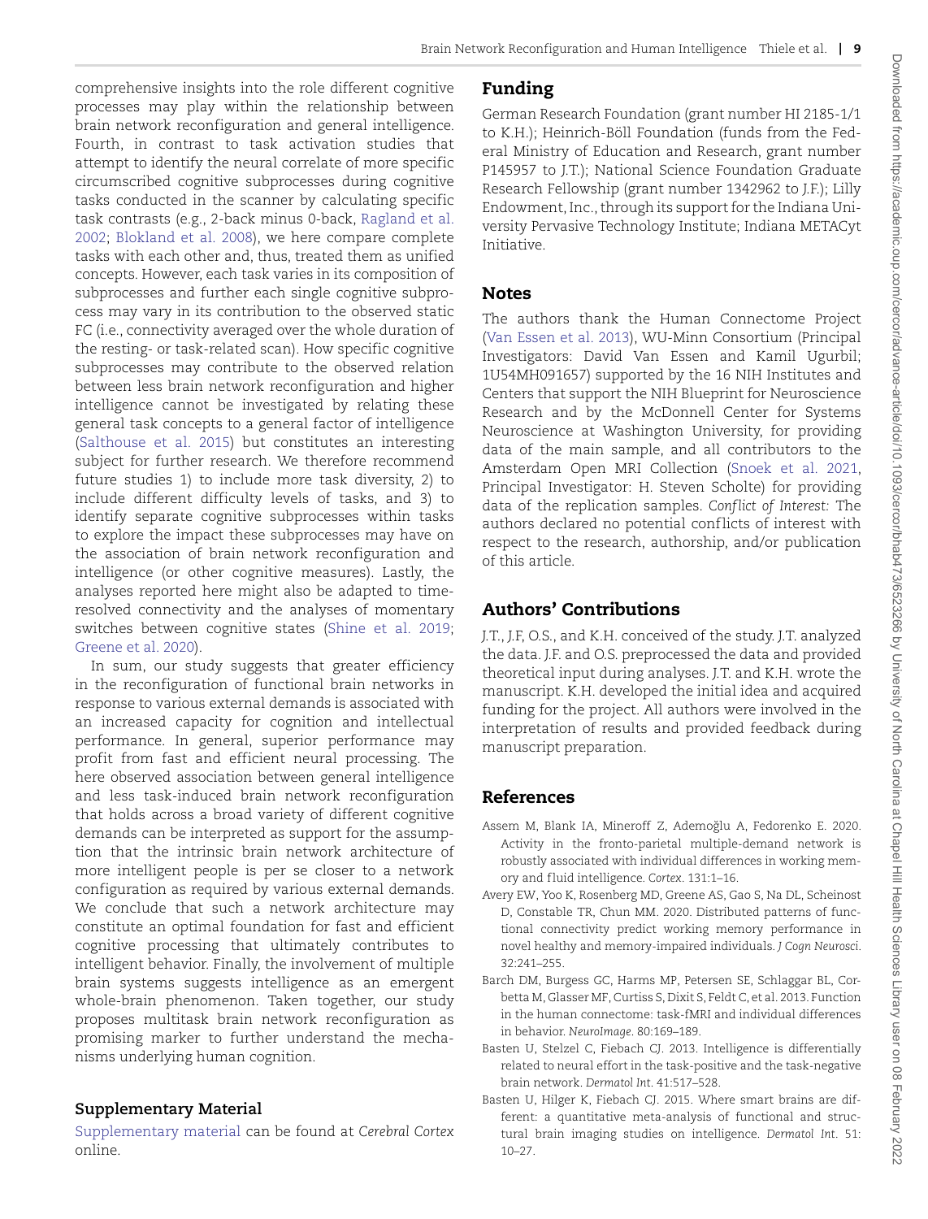comprehensive insights into the role different cognitive processes may play within the relationship between brain network reconfiguration and general intelligence. Fourth, in contrast to task activation studies that attempt to identify the neural correlate of more specific circumscribed cognitive subprocesses during cognitive tasks conducted in the scanner by calculating specific task contrasts (e.g., 2-back minus 0-back, Ragland et al. 2002; Blokland et al. 2008), we here compare complete tasks with each other and, thus, treated them as unified concepts. However, each task varies in its composition of subprocesses and further each single cognitive subprocess may vary in its contribution to the observed static FC (i.e., connectivity averaged over the whole duration of the resting- or task-related scan). How specific cognitive subprocesses may contribute to the observed relation between less brain network reconfiguration and higher intelligence cannot be investigated by relating these general task concepts to a general factor of intelligence (Salthouse et al. 2015) but constitutes an interesting subject for further research. We therefore recommend future studies 1) to include more task diversity, 2) to include different difficulty levels of tasks, and 3) to identify separate cognitive subprocesses within tasks to explore the impact these subprocesses may have on the association of brain network reconfiguration and intelligence (or other cognitive measures). Lastly, the analyses reported here might also be adapted to time-resolved connectivity and the analyses of momentary switches between cognitive states (Shine et al. 2019; Greene et al. 2020).

In sum, our study suggests that greater efficiency in the reconfiguration of functional brain networks in response to various external demands is associated with an increased capacity for cognition and intellectual performance. In general, superior performance may profit from fast and efficient neural processing. The here observed association between general intelligence and less task-induced brain network reconfiguration that holds across a broad variety of different cognitive demands can be interpreted as support for the assumption that the intrinsic brain network architecture of more intelligent people is per se closer to a network configuration as required by various external demands. We conclude that such a network architecture may constitute an optimal foundation for fast and efficient cognitive processing that ultimately contributes to intelligent behavior. Finally, the involvement of multiple brain systems suggests intelligence as an emergent whole-brain phenomenon. Taken together, our study proposes multitask brain network reconfiguration as promising marker to further understand the mechanisms underlying human cognition.

## Supplementary Material

Supplementary material can be found at *Cerebral Cortex* online.

## Funding

German Research Foundation (grant number HI 2185-1/1 to K.H.); Heinrich-Böll Foundation (funds from the Federal Ministry of Education and Research, grant number P145957 to J.T.); National Science Foundation Graduate Research Fellowship (grant number 1342962 to J.F.); Lilly Endowment, Inc., through its support for the Indiana University Pervasive Technology Institute; Indiana METACyt Initiative.

## Notes

The authors thank the Human Connectome Project (Van Essen et al. 2013), WU-Minn Consortium (Principal Investigators: David Van Essen and Kamil Ugurbil; 1U54MH091657) supported by the 16 NIH Institutes and Centers that support the NIH Blueprint for Neuroscience Research and by the McDonnell Center for Systems Neuroscience at Washington University, for providing data of the main sample, and all contributors to the Amsterdam Open MRI Collection (Snoek et al. 2021, Principal Investigator: H. Steven Scholte) for providing data of the replication samples. *Conflict of Interest:* The authors declared no potential conflicts of interest with respect to the research, authorship, and/or publication of this article.

## Authors' Contributions

J.T., J.F, O.S., and K.H. conceived of the study. J.T. analyzed the data. J.F. and O.S. preprocessed the data and provided theoretical input during analyses. J.T. and K.H. wrote the manuscript. K.H. developed the initial idea and acquired funding for the project. All authors were involved in the interpretation of results and provided feedback during manuscript preparation.

## References

Assem M, Blank IA, Mineroff Z, Ademoğlu A, Fedorenko E. 2020. Activity in the fronto-parietal multiple-demand network is robustly associated with individual differences in working memory and fluid intelligence. *Cortex*. 131:1–16.

Avery EW, Yoo K, Rosenberg MD, Greene AS, Gao S, Na DL, Scheinost D, Constable TR, Chun MM. 2020. Distributed patterns of functional connectivity predict working memory performance in novel healthy and memory-impaired individuals. *J Cogn Neurosci*. 32:241–255.

Barch DM, Burgess GC, Harms MP, Petersen SE, Schlaggar BL, Corbetta M, Glasser MF, Curtiss S, Dixit S, Feldt C, et al. 2013. Function in the human connectome: task-fMRI and individual differences in behavior. *NeuroImage*. 80:169–189.

Basten U, Stelzel C, Fiebach CJ. 2013. Intelligence is differentially related to neural effort in the task-positive and the task-negative brain network. *Dermatol Int*. 41:517–528.

Basten U, Hilger K, Fiebach CJ. 2015. Where smart brains are different: a quantitative meta-analysis of functional and structural brain imaging studies on intelligence. *Dermatol Int*. 51: 10–27.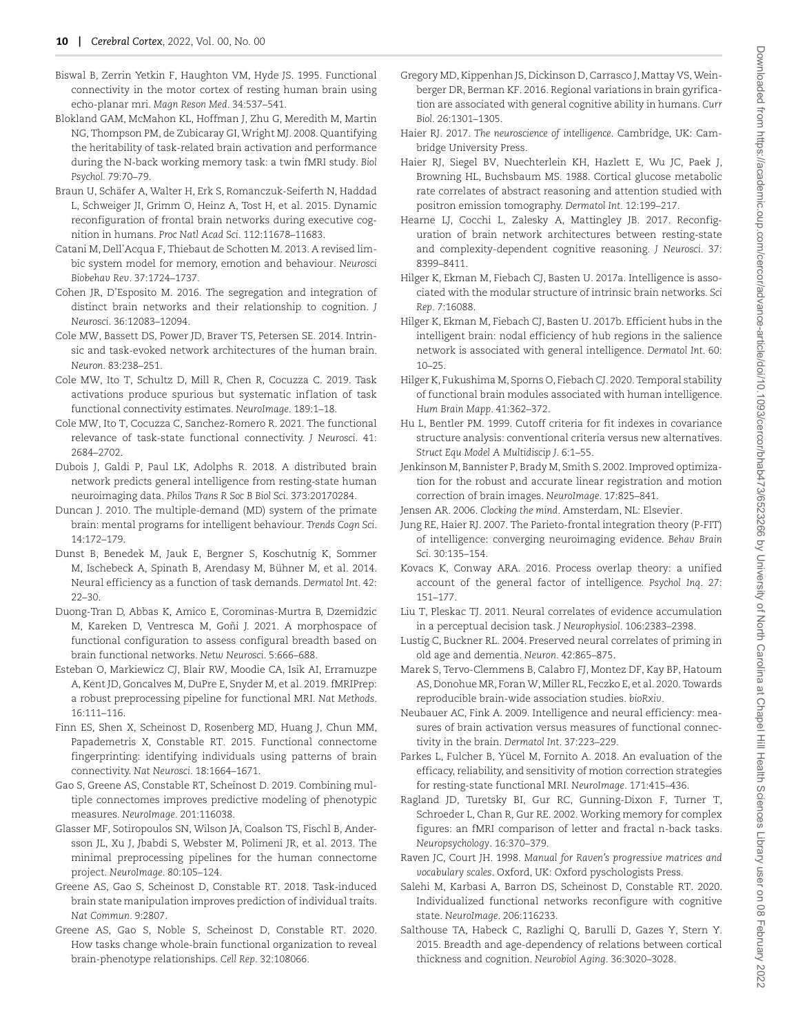Biswal B, Zerrin Yetkin F, Haughton VM, Hyde JS. 1995. Functional connectivity in the motor cortex of resting human brain using echo-planar mri. *Magn Reson Med*. 34:537–541.

Blokland GAM, McMahon KL, Hoffman J, Zhu G, Meredith M, Martin NG, Thompson PM, de Zubicaray GI, Wright MJ. 2008. Quantifying the heritability of task-related brain activation and performance during the N-back working memory task: a twin fMRI study. *Biol Psychol*. 79:70–79.

Braun U, Schäfer A, Walter H, Erk S, Romanczuk-Seiferth N, Haddad L, Schweiger JI, Grimm O, Heinz A, Tost H, et al. 2015. Dynamic reconfiguration of frontal brain networks during executive cognition in humans. *Proc Natl Acad Sci*. 112:11678–11683.

Catani M, Dell'Acqua F, Thiebaut de Schotten M. 2013. A revised limbic system model for memory, emotion and behaviour. *Neurosci Biobehav Rev*. 37:1724–1737.

Cohen JR, D'Esposito M. 2016. The segregation and integration of distinct brain networks and their relationship to cognition. *J Neurosci*. 36:12083–12094.

Cole MW, Bassett DS, Power JD, Braver TS, Petersen SE. 2014. Intrinsic and task-evoked network architectures of the human brain. *Neuron*. 83:238–251.

Cole MW, Ito T, Schultz D, Mill R, Chen R, Cocuzza C. 2019. Task activations produce spurious but systematic inflation of task functional connectivity estimates. *NeuroImage*. 189:1–18.

Cole MW, Ito T, Cocuzza C, Sanchez-Romero R. 2021. The functional relevance of task-state functional connectivity. *J Neurosci*. 41: 2684–2702.

Dubois J, Galdi P, Paul LK, Adolphs R. 2018. A distributed brain network predicts general intelligence from resting-state human neuroimaging data. *Philos Trans R Soc B Biol Sci*. 373:20170284.

Duncan J. 2010. The multiple-demand (MD) system of the primate brain: mental programs for intelligent behaviour. *Trends Cogn Sci*. 14:172–179.

Dunst B, Benedek M, Jauk E, Bergner S, Koschutnig K, Sommer M, Ischebeck A, Spinath B, Arendasy M, Bühner M, et al. 2014. Neural efficiency as a function of task demands. *Dermatol Int*. 42: 22–30.

Duong-Tran D, Abbas K, Amico E, Corominas-Murtra B, Dzemidzic M, Kareken D, Ventresca M, Goñi J. 2021. A morphospace of functional configuration to assess configural breadth based on brain functional networks. *Netw Neurosci*. 5:666–688.

Esteban O, Markiewicz CJ, Blair RW, Moodie CA, Isik AI, Erramuzpe A, Kent JD, Goncalves M, DuPre E, Snyder M, et al. 2019. fMRIPrep: a robust preprocessing pipeline for functional MRI. *Nat Methods*. 16:111–116.

Finn ES, Shen X, Scheinost D, Rosenberg MD, Huang J, Chun MM, Papademetris X, Constable RT. 2015. Functional connectome fingerprinting: identifying individuals using patterns of brain connectivity. *Nat Neurosci*. 18:1664–1671.

Gao S, Greene AS, Constable RT, Scheinost D. 2019. Combining multiple connectomes improves predictive modeling of phenotypic measures. *NeuroImage*. 201:116038.

Glasser MF, Sotiropoulos SN, Wilson JA, Coalson TS, Fischl B, Andersson JL, Xu J, Jbabdi S, Webster M, Polimeni JR, et al. 2013. The minimal preprocessing pipelines for the human connectome project. *NeuroImage*. 80:105–124.

Greene AS, Gao S, Scheinost D, Constable RT. 2018. Task-induced brain state manipulation improves prediction of individual traits. *Nat Commun*. 9:2807.

Greene AS, Gao S, Noble S, Scheinost D, Constable RT. 2020. How tasks change whole-brain functional organization to reveal brain-phenotype relationships. *Cell Rep*. 32:108066.

Gregory MD, Kippenhan JS, Dickinson D, Carrasco J, Mattay VS, Weinberger DR, Berman KF. 2016. Regional variations in brain gyrification are associated with general cognitive ability in humans. *Curr Biol*. 26:1301–1305.

Haier RJ. 2017. *The neuroscience of intelligence*. Cambridge, UK: Cambridge University Press.

Haier RJ, Siegel BV, Nuechterlein KH, Hazlett E, Wu JC, Paek J, Browning HL, Buchsbaum MS. 1988. Cortical glucose metabolic rate correlates of abstract reasoning and attention studied with positron emission tomography. *Dermatol Int*. 12:199–217.

Hearne LJ, Cocchi L, Zalesky A, Mattingley JB. 2017. Reconfiguration of brain network architectures between resting-state and complexity-dependent cognitive reasoning. *J Neurosci*. 37: 8399–8411.

Hilger K, Ekman M, Fiebach CJ, Basten U. 2017a. Intelligence is associated with the modular structure of intrinsic brain networks. *Sci Rep*. 7:16088.

Hilger K, Ekman M, Fiebach CJ, Basten U. 2017b. Efficient hubs in the intelligent brain: nodal efficiency of hub regions in the salience network is associated with general intelligence. *Dermatol Int*. 60: 10–25.

Hilger K, Fukushima M, Sporns O, Fiebach CJ. 2020. Temporal stability of functional brain modules associated with human intelligence. *Hum Brain Mapp*. 41:362–372.

Hu L, Bentler PM. 1999. Cutoff criteria for fit indexes in covariance structure analysis: conventional criteria versus new alternatives. *Struct Equ Model A Multidiscip J*. 6:1–55.

Jenkinson M, Bannister P, Brady M, Smith S. 2002. Improved optimization for the robust and accurate linear registration and motion correction of brain images. *NeuroImage*. 17:825–841.

Jensen AR. 2006. *Clocking the mind*. Amsterdam, NL: Elsevier.

Jung RE, Haier RJ. 2007. The Parieto-frontal integration theory (P-FIT) of intelligence: converging neuroimaging evidence. *Behav Brain Sci*. 30:135–154.

Kovacs K, Conway ARA. 2016. Process overlap theory: a unified account of the general factor of intelligence. *Psychol Inq*. 27: 151–177.

Liu T, Pleskac TJ. 2011. Neural correlates of evidence accumulation in a perceptual decision task. *J Neurophysiol*. 106:2383–2398.

Lustig C, Buckner RL. 2004. Preserved neural correlates of priming in old age and dementia. *Neuron*. 42:865–875.

Marek S, Tervo-Clemmens B, Calabro FJ, Montez DF, Kay BP, Hatoum AS, Donohue MR, Foran W, Miller RL, Feczko E, et al. 2020. Towards reproducible brain-wide association studies. *bioRxiv*.

Neubauer AC, Fink A. 2009. Intelligence and neural efficiency: measures of brain activation versus measures of functional connectivity in the brain. *Dermatol Int*. 37:223–229.

Parkes L, Fulcher B, Yücel M, Fornito A. 2018. An evaluation of the efficacy, reliability, and sensitivity of motion correction strategies for resting-state functional MRI. *NeuroImage*. 171:415–436.

Ragland JD, Turetsky BI, Gur RC, Gunning-Dixon F, Turner T, Schroeder L, Chan R, Gur RE. 2002. Working memory for complex figures: an fMRI comparison of letter and fractal n-back tasks. *Neuropsychology*. 16:370–379.

Raven JC, Court JH. 1998. *Manual for Raven's progressive matrices and vocabulary scales*. Oxford, UK: Oxford psychologists Press.

Salehi M, Karbasi A, Barron DS, Scheinost D, Constable RT. 2020. Individualized functional networks reconfigure with cognitive state. *NeuroImage*. 206:116233.

Salthouse TA, Habeck C, Razlighi Q, Barulli D, Gazes Y, Stern Y. 2015. Breadth and age-dependency of relations between cortical thickness and cognition. *Neurobiol Aging*. 36:3020–3028.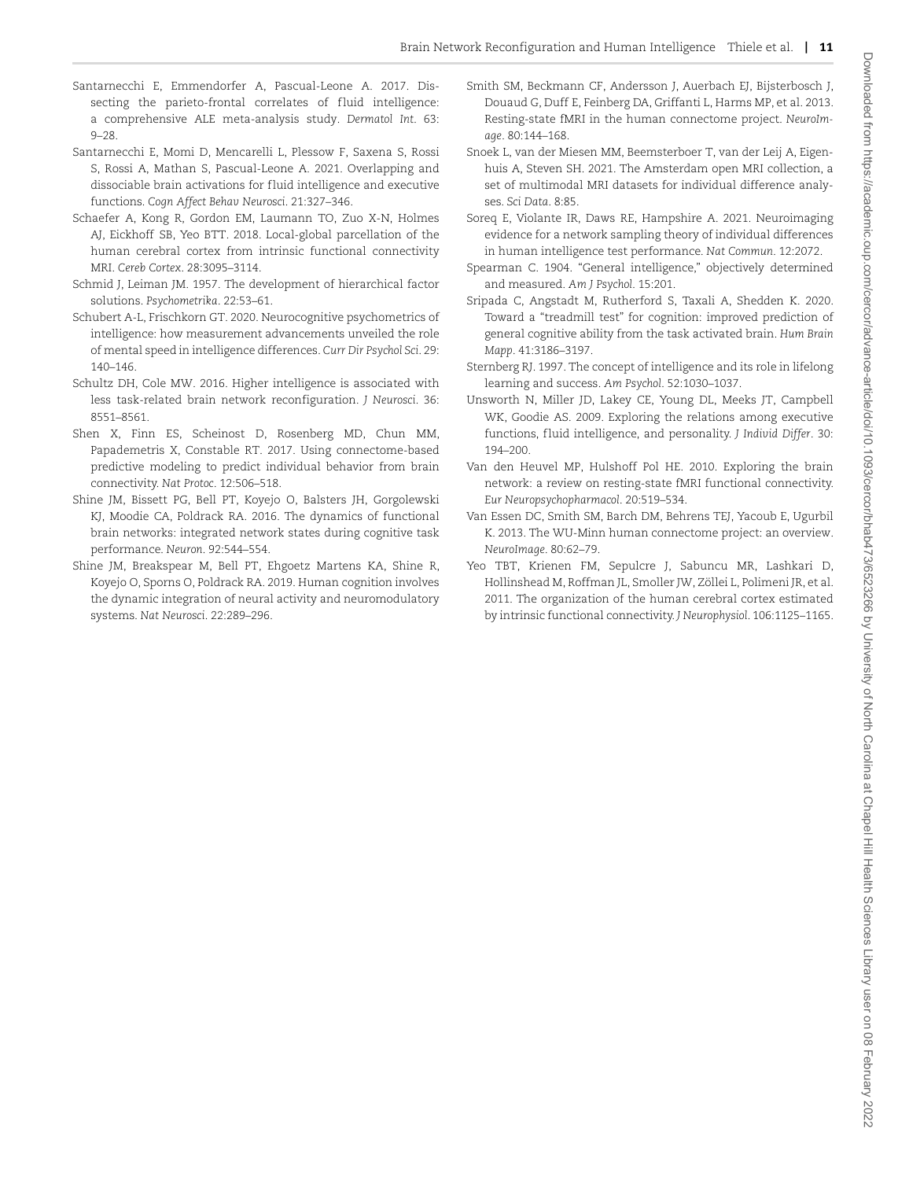Santarnecchi E, Emmendorfer A, Pascual-Leone A. 2017. Dissecting the parieto-frontal correlates of fluid intelligence: a comprehensive ALE meta-analysis study. *Dermatol Int*. 63: 9–28.

Santarnecchi E, Momi D, Mencarelli L, Plessow F, Saxena S, Rossi S, Rossi A, Mathan S, Pascual-Leone A. 2021. Overlapping and dissociable brain activations for fluid intelligence and executive functions. *Cogn Affect Behav Neurosci*. 21:327–346.

Schaefer A, Kong R, Gordon EM, Laumann TO, Zuo X-N, Holmes AJ, Eickhoff SB, Yeo BTT. 2018. Local-global parcellation of the human cerebral cortex from intrinsic functional connectivity MRI. *Cereb Cortex*. 28:3095–3114.

Schmid J, Leiman JM. 1957. The development of hierarchical factor solutions. *Psychometrika*. 22:53–61.

Schubert A-L, Frischkorn GT. 2020. Neurocognitive psychometrics of intelligence: how measurement advancements unveiled the role of mental speed in intelligence differences. *Curr Dir Psychol Sci*. 29: 140–146.

Schultz DH, Cole MW. 2016. Higher intelligence is associated with less task-related brain network reconfiguration. *J Neurosci*. 36: 8551–8561.

Shen X, Finn ES, Scheinost D, Rosenberg MD, Chun MM, Papademetris X, Constable RT. 2017. Using connectome-based predictive modeling to predict individual behavior from brain connectivity. *Nat Protoc*. 12:506–518.

Shine JM, Bissett PG, Bell PT, Koyejo O, Balsters JH, Gorgolewski KJ, Moodie CA, Poldrack RA. 2016. The dynamics of functional brain networks: integrated network states during cognitive task performance. *Neuron*. 92:544–554.

Shine JM, Breakspear M, Bell PT, Ehgoetz Martens KA, Shine R, Koyejo O, Sporns O, Poldrack RA. 2019. Human cognition involves the dynamic integration of neural activity and neuromodulatory systems. *Nat Neurosci*. 22:289–296.

Smith SM, Beckmann CF, Andersson J, Auerbach EJ, Bijsterbosch J, Douaud G, Duff E, Feinberg DA, Griffanti L, Harms MP, et al. 2013. Resting-state fMRI in the human connectome project. *NeuroImage*. 80:144–168.

Snoek L, van der Miesen MM, Beemsterboer T, van der Leij A, Eigenhuis A, Steven SH. 2021. The Amsterdam open MRI collection, a set of multimodal MRI datasets for individual difference analyses. *Sci Data*. 8:85.

Soreq E, Violante IR, Daws RE, Hampshire A. 2021. Neuroimaging evidence for a network sampling theory of individual differences in human intelligence test performance. *Nat Commun*. 12:2072.

Spearman C. 1904. "General intelligence," objectively determined and measured. *Am J Psychol*. 15:201.

Sripada C, Angstadt M, Rutherford S, Taxali A, Shedden K. 2020. Toward a "treadmill test" for cognition: improved prediction of general cognitive ability from the task activated brain. *Hum Brain Mapp*. 41:3186–3197.

Sternberg RJ. 1997. The concept of intelligence and its role in lifelong learning and success. *Am Psychol*. 52:1030–1037.

Unsworth N, Miller JD, Lakey CE, Young DL, Meeks JT, Campbell WK, Goodie AS. 2009. Exploring the relations among executive functions, fluid intelligence, and personality. *J Individ Differ*. 30: 194–200.

Van den Heuvel MP, Hulshoff Pol HE. 2010. Exploring the brain network: a review on resting-state fMRI functional connectivity. *Eur Neuropsychopharmacol*. 20:519–534.

Van Essen DC, Smith SM, Barch DM, Behrens TEJ, Yacoub E, Ugurbil K. 2013. The WU-Minn human connectome project: an overview. *NeuroImage*. 80:62–79.

Yeo TBT, Krienen FM, Sepulcre J, Sabuncu MR, Lashkari D, Hollinshead M, Roffman JL, Smoller JW, Zöllei L, Polimeni JR, et al. 2011. The organization of the human cerebral cortex estimated by intrinsic functional connectivity. *J Neurophysiol*. 106:1125–1165.